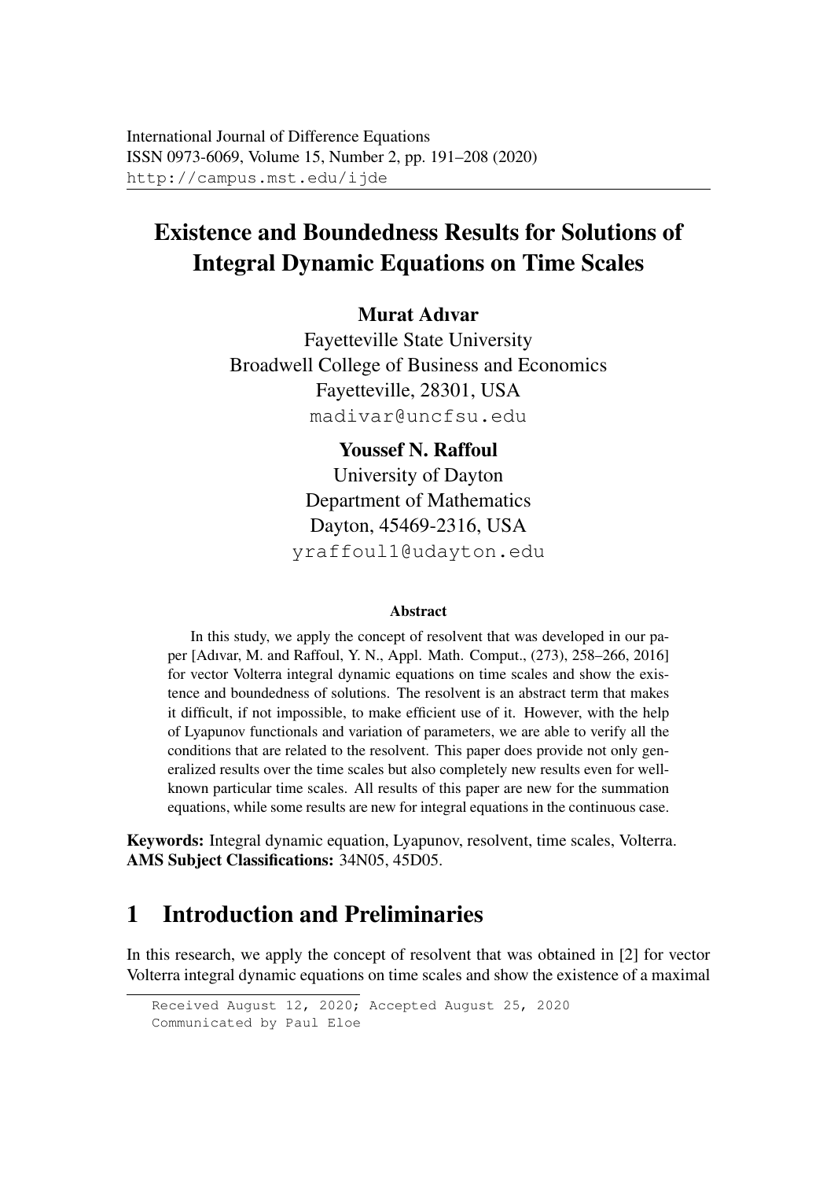International Journal of Difference Equations
ISSN 0973-6069, Volume 15, Number 2, pp. 191–208 (2020)
http://campus.mst.edu/ijde

# Existence and Boundedness Results for Solutions of Integral Dynamic Equations on Time Scales

**Murat Adıvar**
Fayetteville State University
Broadwell College of Business and Economics
Fayetteville, 28301, USA
madivar@uncfsu.edu

**Youssef N. Raffoul**
University of Dayton
Department of Mathematics
Dayton, 45469-2316, USA
yraffoul1@udayton.edu

#### Abstract

In this study, we apply the concept of resolvent that was developed in our paper [Adıvar, M. and Raffoul, Y. N., Appl. Math. Comput., (273), 258–266, 2016] for vector Volterra integral dynamic equations on time scales and show the existence and boundedness of solutions. The resolvent is an abstract term that makes it difficult, if not impossible, to make efficient use of it. However, with the help of Lyapunov functionals and variation of parameters, we are able to verify all the conditions that are related to the resolvent. This paper does provide not only generalized results over the time scales but also completely new results even for well-known particular time scales. All results of this paper are new for the summation equations, while some results are new for integral equations in the continuous case.

**Keywords:** Integral dynamic equation, Lyapunov, resolvent, time scales, Volterra.
**AMS Subject Classifications:** 34N05, 45D05.

## 1 Introduction and Preliminaries

In this research, we apply the concept of resolvent that was obtained in [2] for vector Volterra integral dynamic equations on time scales and show the existence of a maximal

Received August 12, 2020; Accepted August 25, 2020
Communicated by Paul Eloe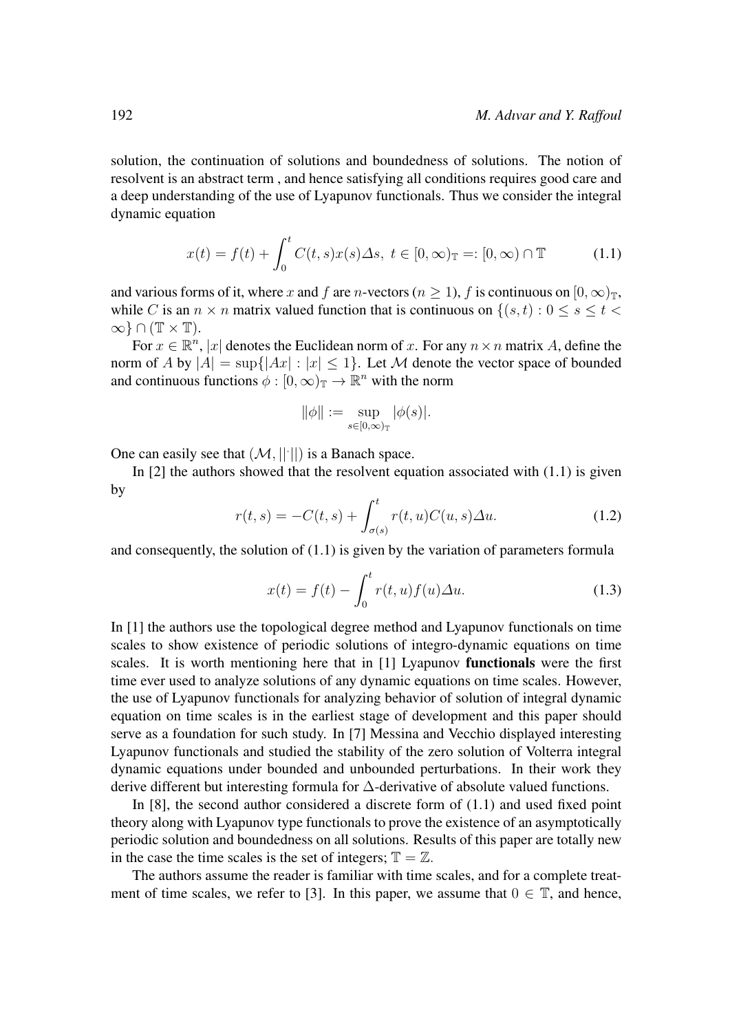solution, the continuation of solutions and boundedness of solutions. The notion of resolvent is an abstract term , and hence satisfying all conditions requires good care and a deep understanding of the use of Lyapunov functionals. Thus we consider the integral dynamic equation

$$x(t) = f(t) + \int_0^t C(t,s)x(s)\Delta s, \; t \in [0,\infty)_{\mathbb{T}} =: [0,\infty) \cap \mathbb{T} \tag{1.1}$$

and various forms of it, where $x$ and $f$ are $n$-vectors ($n \geq 1$), $f$ is continuous on $[0,\infty)_{\mathbb{T}}$, while $C$ is an $n \times n$ matrix valued function that is continuous on $\{(s,t) : 0 \leq s \leq t < \infty\} \cap (\mathbb{T} \times \mathbb{T})$.

For $x \in \mathbb{R}^n$, $|x|$ denotes the Euclidean norm of $x$. For any $n \times n$ matrix $A$, define the norm of $A$ by $|A| = \sup\{|Ax| : |x| \leq 1\}$. Let $\mathcal{M}$ denote the vector space of bounded and continuous functions $\phi : [0,\infty)_{\mathbb{T}} \to \mathbb{R}^n$ with the norm

$$\|\phi\| := \sup_{s \in [0,\infty)_{\mathbb{T}}} |\phi(s)|.$$

One can easily see that $(\mathcal{M}, ||\cdot||)$ is a Banach space.

In [2] the authors showed that the resolvent equation associated with (1.1) is given by

$$r(t,s) = -C(t,s) + \int_{\sigma(s)}^t r(t,u)C(u,s)\Delta u. \tag{1.2}$$

and consequently, the solution of (1.1) is given by the variation of parameters formula

$$x(t) = f(t) - \int_0^t r(t,u)f(u)\Delta u. \tag{1.3}$$

In [1] the authors use the topological degree method and Lyapunov functionals on time scales to show existence of periodic solutions of integro-dynamic equations on time scales. It is worth mentioning here that in [1] Lyapunov **functionals** were the first time ever used to analyze solutions of any dynamic equations on time scales. However, the use of Lyapunov functionals for analyzing behavior of solution of integral dynamic equation on time scales is in the earliest stage of development and this paper should serve as a foundation for such study. In [7] Messina and Vecchio displayed interesting Lyapunov functionals and studied the stability of the zero solution of Volterra integral dynamic equations under bounded and unbounded perturbations. In their work they derive different but interesting formula for $\Delta$-derivative of absolute valued functions.

In [8], the second author considered a discrete form of (1.1) and used fixed point theory along with Lyapunov type functionals to prove the existence of an asymptotically periodic solution and boundedness on all solutions. Results of this paper are totally new in the case the time scales is the set of integers; $\mathbb{T} = \mathbb{Z}$.

The authors assume the reader is familiar with time scales, and for a complete treatment of time scales, we refer to [3]. In this paper, we assume that $0 \in \mathbb{T}$, and hence,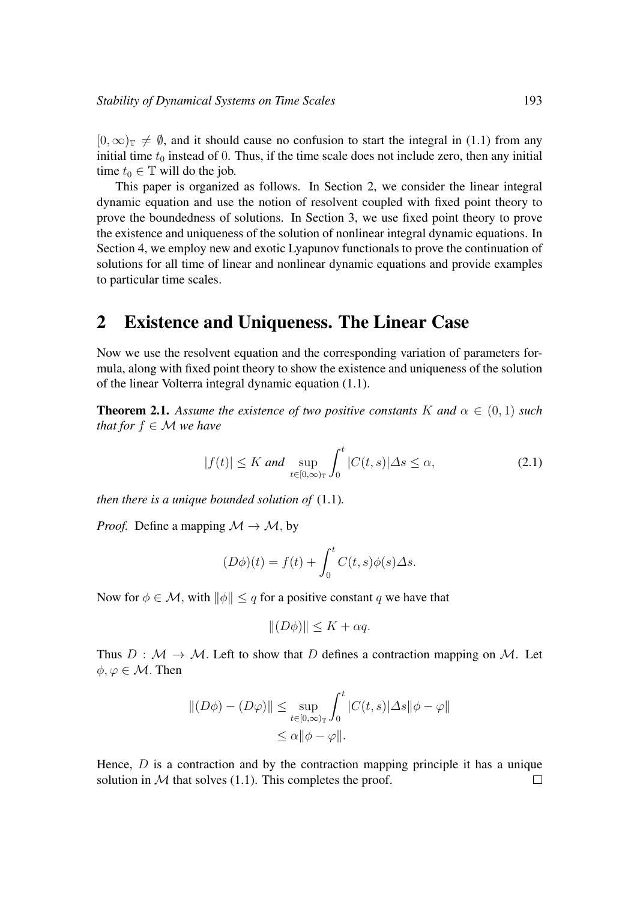$[0, \infty)_{\mathbb{T}} \neq \emptyset$, and it should cause no confusion to start the integral in (1.1) from any initial time $t_0$ instead of $0$. Thus, if the time scale does not include zero, then any initial time $t_0 \in \mathbb{T}$ will do the job.

This paper is organized as follows. In Section 2, we consider the linear integral dynamic equation and use the notion of resolvent coupled with fixed point theory to prove the boundedness of solutions. In Section 3, we use fixed point theory to prove the existence and uniqueness of the solution of nonlinear integral dynamic equations. In Section 4, we employ new and exotic Lyapunov functionals to prove the continuation of solutions for all time of linear and nonlinear dynamic equations and provide examples to particular time scales.

## 2 Existence and Uniqueness. The Linear Case

Now we use the resolvent equation and the corresponding variation of parameters formula, along with fixed point theory to show the existence and uniqueness of the solution of the linear Volterra integral dynamic equation (1.1).

**Theorem 2.1.** *Assume the existence of two positive constants $K$ and $\alpha \in (0, 1)$ such that for $f \in \mathcal{M}$ we have*

$$|f(t)| \leq K \text{ and } \sup_{t \in [0,\infty)_{\mathbb{T}}} \int_0^t |C(t,s)| \Delta s \leq \alpha, \tag{2.1}$$

*then there is a unique bounded solution of* (1.1)*.*

*Proof.* Define a mapping $\mathcal{M} \to \mathcal{M}$, by

$$(D\phi)(t) = f(t) + \int_0^t C(t,s)\phi(s)\Delta s.$$

Now for $\phi \in \mathcal{M}$, with $\|\phi\| \leq q$ for a positive constant $q$ we have that

$$\|(D\phi)\| \leq K + \alpha q.$$

Thus $D : \mathcal{M} \to \mathcal{M}$. Left to show that $D$ defines a contraction mapping on $\mathcal{M}$. Let $\phi, \varphi \in \mathcal{M}$. Then

$$\begin{aligned} \|(D\phi) - (D\varphi)\| &\leq \sup_{t \in [0,\infty)_{\mathbb{T}}} \int_0^t |C(t,s)| \Delta s \|\phi - \varphi\| \\ &\leq \alpha \|\phi - \varphi\|. \end{aligned}$$

Hence, $D$ is a contraction and by the contraction mapping principle it has a unique solution in $\mathcal{M}$ that solves (1.1). This completes the proof. $\square$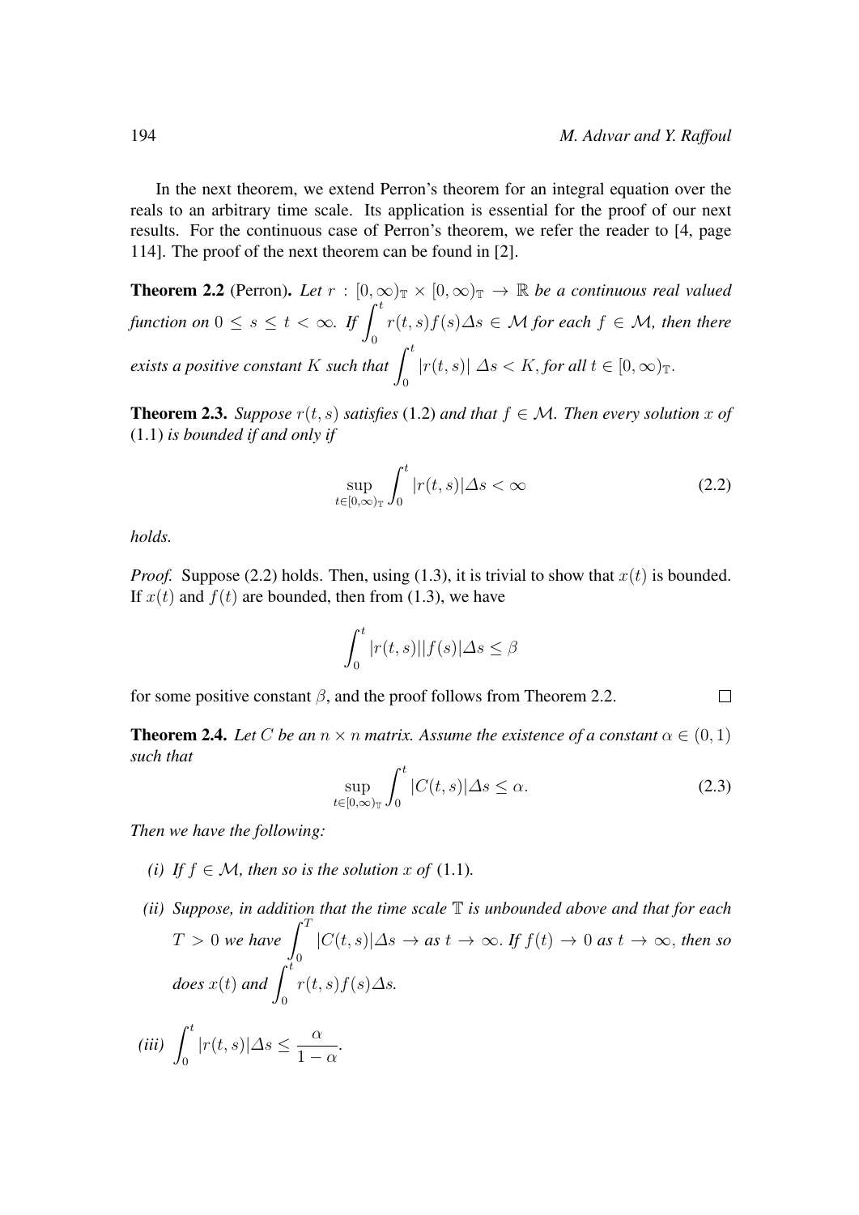In the next theorem, we extend Perron's theorem for an integral equation over the reals to an arbitrary time scale. Its application is essential for the proof of our next results. For the continuous case of Perron's theorem, we refer the reader to [4, page 114]. The proof of the next theorem can be found in [2].

**Theorem 2.2** (Perron). *Let $r : [0,\infty)_{\mathbb{T}} \times [0,\infty)_{\mathbb{T}} \to \mathbb{R}$ be a continuous real valued function on $0 \leq s \leq t < \infty$. If $\int_0^t r(t,s)f(s)\Delta s \in \mathcal{M}$ for each $f \in \mathcal{M}$, then there exists a positive constant $K$ such that $\int_0^t |r(t,s)|\,\Delta s < K$, for all $t \in [0,\infty)_{\mathbb{T}}$.*

**Theorem 2.3.** *Suppose $r(t,s)$ satisfies* (1.2) *and that $f \in \mathcal{M}$. Then every solution $x$ of* (1.1) *is bounded if and only if*

$$\sup_{t\in[0,\infty)_{\mathbb{T}}} \int_0^t |r(t,s)|\Delta s < \infty \tag{2.2}$$

*holds.*

*Proof.* Suppose (2.2) holds. Then, using (1.3), it is trivial to show that $x(t)$ is bounded. If $x(t)$ and $f(t)$ are bounded, then from (1.3), we have

$$\int_0^t |r(t,s)||f(s)|\Delta s \leq \beta$$

for some positive constant $\beta$, and the proof follows from Theorem 2.2. $\square$

**Theorem 2.4.** *Let $C$ be an $n \times n$ matrix. Assume the existence of a constant $\alpha \in (0,1)$ such that*

$$\sup_{t\in[0,\infty)_{\mathbb{T}}} \int_0^t |C(t,s)|\Delta s \leq \alpha. \tag{2.3}$$

*Then we have the following:*

*(i) If $f \in \mathcal{M}$, then so is the solution $x$ of* (1.1)*.*

*(ii) Suppose, in addition that the time scale $\mathbb{T}$ is unbounded above and that for each $T > 0$ we have $\int_0^T |C(t,s)|\Delta s \to$ as $t \to \infty$. If $f(t) \to 0$ as $t \to \infty$, then so does $x(t)$ and $\int_0^t r(t,s)f(s)\Delta s$.*

*(iii)* $\int_0^t |r(t,s)|\Delta s \leq \dfrac{\alpha}{1-\alpha}$.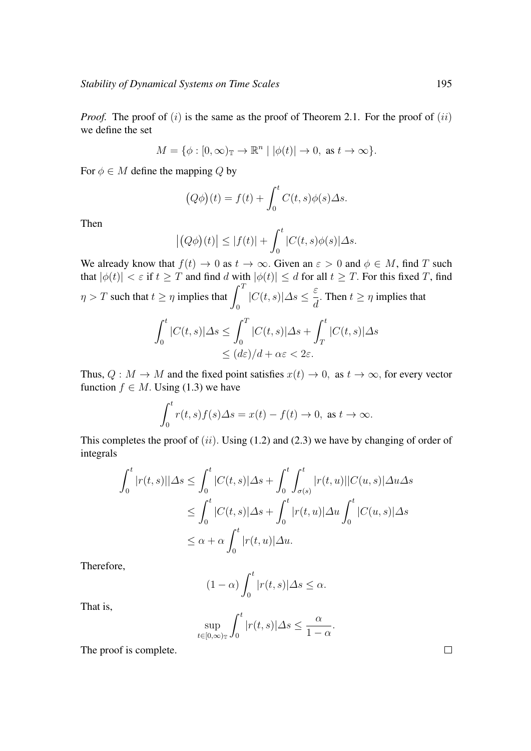*Proof.* The proof of $(i)$ is the same as the proof of Theorem 2.1. For the proof of $(ii)$ we define the set

$$M = \{\phi : [0, \infty)_{\mathbb{T}} \to \mathbb{R}^n \mid |\phi(t)| \to 0, \text{ as } t \to \infty\}.$$

For $\phi \in M$ define the mapping $Q$ by

$$\big(Q\phi\big)(t) = f(t) + \int_0^t C(t,s)\phi(s)\Delta s.$$

Then

$$\big|\big(Q\phi\big)(t)\big| \le |f(t)| + \int_0^t |C(t,s)\phi(s)|\Delta s.$$

We already know that $f(t) \to 0$ as $t \to \infty$. Given an $\varepsilon > 0$ and $\phi \in M$, find $T$ such that $|\phi(t)| < \varepsilon$ if $t \ge T$ and find $d$ with $|\phi(t)| \le d$ for all $t \ge T$. For this fixed $T$, find $\eta > T$ such that $t \ge \eta$ implies that $\displaystyle\int_0^T |C(t,s)|\Delta s \le \frac{\varepsilon}{d}$. Then $t \ge \eta$ implies that

$$\begin{aligned}
\int_0^t |C(t,s)|\Delta s &\le \int_0^T |C(t,s)|\Delta s + \int_T^t |C(t,s)|\Delta s \\
&\le (d\varepsilon)/d + \alpha\varepsilon < 2\varepsilon.
\end{aligned}$$

Thus, $Q : M \to M$ and the fixed point satisfies $x(t) \to 0, \text{ as } t \to \infty$, for every vector function $f \in M$. Using (1.3) we have

$$\int_0^t r(t,s)f(s)\Delta s = x(t) - f(t) \to 0, \text{ as } t \to \infty.$$

This completes the proof of $(ii)$. Using (1.2) and (2.3) we have by changing of order of integrals

$$\begin{aligned}
\int_0^t |r(t,s)||\Delta s &\le \int_0^t |C(t,s)|\Delta s + \int_0^t \int_{\sigma(s)}^t |r(t,u)||C(u,s)|\Delta u\Delta s \\
&\le \int_0^t |C(t,s)|\Delta s + \int_0^t |r(t,u)|\Delta u \int_0^t |C(u,s)|\Delta s \\
&\le \alpha + \alpha \int_0^t |r(t,u)|\Delta u.
\end{aligned}$$

Therefore,

$$(1-\alpha)\int_0^t |r(t,s)|\Delta s \le \alpha.$$

That is,

$$\sup_{t \in [0,\infty)_{\mathbb{T}}} \int_0^t |r(t,s)|\Delta s \le \frac{\alpha}{1-\alpha}.$$

The proof is complete. $\square$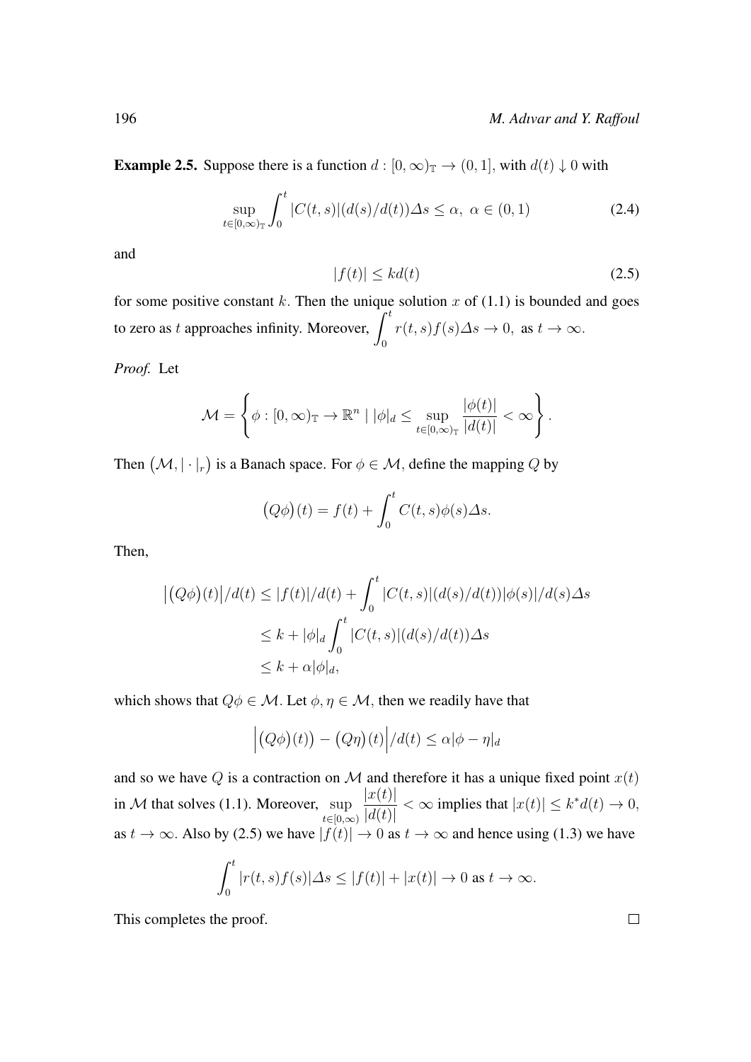**Example 2.5.** Suppose there is a function $d : [0,\infty)_{\mathbb{T}} \to (0,1]$, with $d(t) \downarrow 0$ with

$$\sup_{t\in[0,\infty)_{\mathbb{T}}} \int_0^t |C(t,s)|(d(s)/d(t))\Delta s \le \alpha,\ \alpha \in (0,1) \tag{2.4}$$

and

$$|f(t)| \le kd(t) \tag{2.5}$$

for some positive constant $k$. Then the unique solution $x$ of (1.1) is bounded and goes to zero as $t$ approaches infinity. Moreover, $\displaystyle\int_0^t r(t,s)f(s)\Delta s \to 0,$ as $t \to \infty$.

*Proof.* Let

$$\mathcal{M} = \left\{ \phi : [0,\infty)_{\mathbb{T}} \to \mathbb{R}^n \mid |\phi|_d \le \sup_{t\in[0,\infty)_{\mathbb{T}}} \frac{|\phi(t)|}{|d(t)|} < \infty \right\}.$$

Then $\big(\mathcal{M}, |\cdot|_r\big)$ is a Banach space. For $\phi \in \mathcal{M}$, define the mapping $Q$ by

$$\big(Q\phi\big)(t) = f(t) + \int_0^t C(t,s)\phi(s)\Delta s.$$

Then,

$$\begin{aligned}
\big|\big(Q\phi\big)(t)\big|/d(t) &\le |f(t)|/d(t) + \int_0^t |C(t,s)|(d(s)/d(t))|\phi(s)|/d(s)\Delta s \\
&\le k + |\phi|_d \int_0^t |C(t,s)|(d(s)/d(t))\Delta s \\
&\le k + \alpha|\phi|_d,
\end{aligned}$$

which shows that $Q\phi \in \mathcal{M}$. Let $\phi, \eta \in \mathcal{M}$, then we readily have that

$$\Big|\big(Q\phi\big)(t)\big) - \big(Q\eta\big)(t)\Big|/d(t) \le \alpha|\phi - \eta|_d$$

and so we have $Q$ is a contraction on $\mathcal{M}$ and therefore it has a unique fixed point $x(t)$ in $\mathcal{M}$ that solves (1.1). Moreover, $\displaystyle\sup_{t\in[0,\infty)} \frac{|x(t)|}{|d(t)|} < \infty$ implies that $|x(t)| \le k^* d(t) \to 0$, as $t \to \infty$. Also by (2.5) we have $|f(t)| \to 0$ as $t \to \infty$ and hence using (1.3) we have

$$\int_0^t |r(t,s)f(s)|\Delta s \le |f(t)| + |x(t)| \to 0 \text{ as } t \to \infty.$$

This completes the proof. $\square$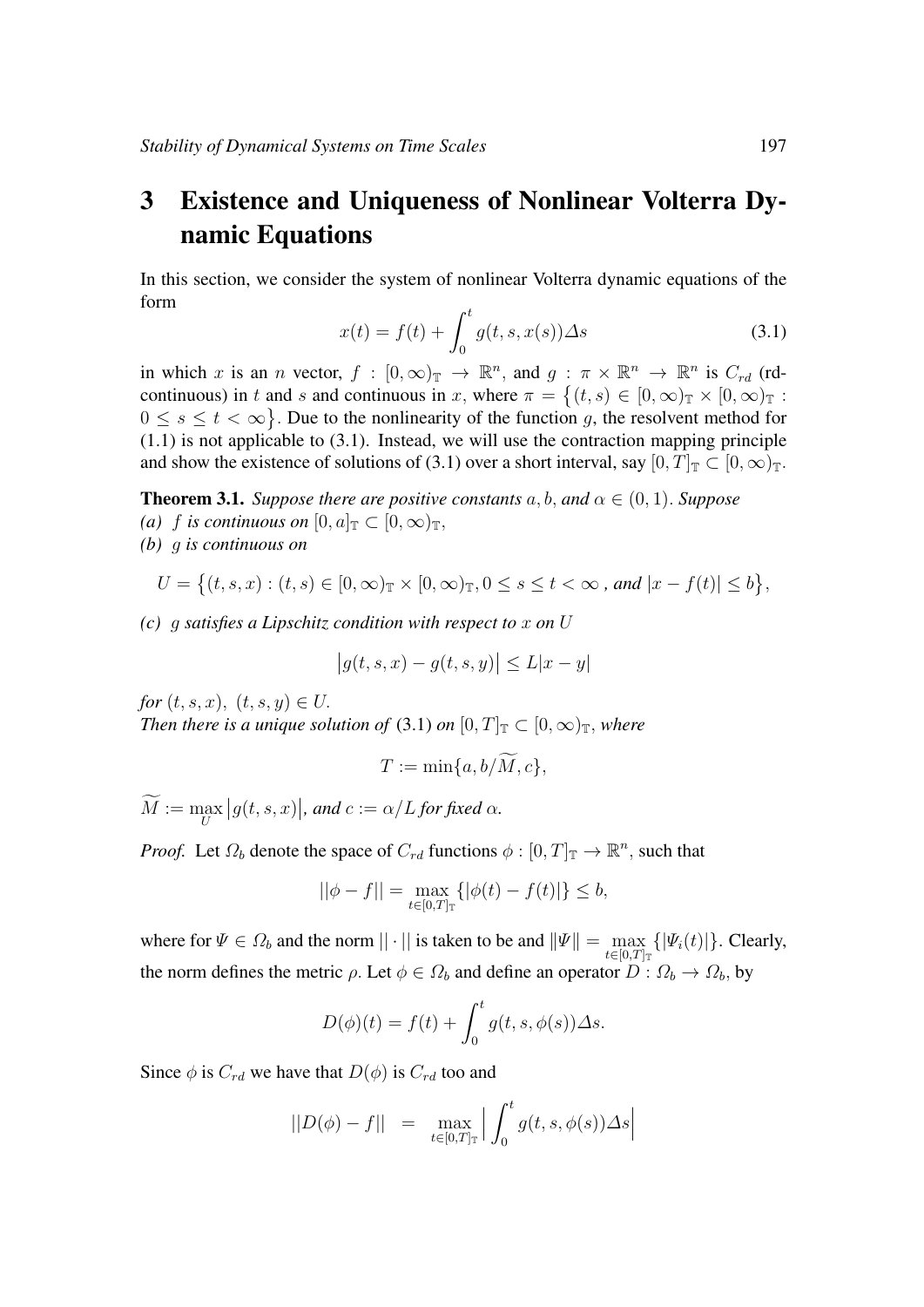## 3 Existence and Uniqueness of Nonlinear Volterra Dynamic Equations

In this section, we consider the system of nonlinear Volterra dynamic equations of the form

$$x(t) = f(t) + \int_0^t g(t, s, x(s))\Delta s \tag{3.1}$$

in which $x$ is an $n$ vector, $f : [0, \infty)_{\mathbb{T}} \to \mathbb{R}^n$, and $g : \pi \times \mathbb{R}^n \to \mathbb{R}^n$ is $C_{rd}$ (rd-continuous) in $t$ and $s$ and continuous in $x$, where $\pi = \{(t, s) \in [0, \infty)_{\mathbb{T}} \times [0, \infty)_{\mathbb{T}} : 0 \le s \le t < \infty\}$. Due to the nonlinearity of the function $g$, the resolvent method for (1.1) is not applicable to (3.1). Instead, we will use the contraction mapping principle and show the existence of solutions of (3.1) over a short interval, say $[0, T]_{\mathbb{T}} \subset [0, \infty)_{\mathbb{T}}$.

**Theorem 3.1.** *Suppose there are positive constants $a, b$, and $\alpha \in (0, 1)$. Suppose*
*(a) $f$ is continuous on $[0, a]_{\mathbb{T}} \subset [0, \infty)_{\mathbb{T}}$,*
*(b) $g$ is continuous on*

$$U = \{(t, s, x) : (t, s) \in [0, \infty)_{\mathbb{T}} \times [0, \infty)_{\mathbb{T}}, 0 \le s \le t < \infty \text{ , and } |x - f(t)| \le b\},$$

*(c) $g$ satisfies a Lipschitz condition with respect to $x$ on $U$*

$$|g(t, s, x) - g(t, s, y)| \le L|x - y|$$

*for $(t, s, x),\ (t, s, y) \in U$.*
*Then there is a unique solution of (3.1) on $[0, T]_{\mathbb{T}} \subset [0, \infty)_{\mathbb{T}}$, where*

$$T := \min\{a, b/\widetilde{M}, c\},$$

*$\widetilde{M} := \max_U |g(t, s, x)|$, and $c := \alpha/L$ for fixed $\alpha$.*

*Proof.* Let $\Omega_b$ denote the space of $C_{rd}$ functions $\phi : [0, T]_{\mathbb{T}} \to \mathbb{R}^n$, such that

$$||\phi - f|| = \max_{t \in [0,T]_{\mathbb{T}}} \{|\phi(t) - f(t)|\} \le b,$$

where for $\Psi \in \Omega_b$ and the norm $||\cdot||$ is taken to be and $\|\Psi\| = \max_{t \in [0,T]_{\mathbb{T}}} \{|\Psi_i(t)|\}$. Clearly, the norm defines the metric $\rho$. Let $\phi \in \Omega_b$ and define an operator $D : \Omega_b \to \Omega_b$, by

$$D(\phi)(t) = f(t) + \int_0^t g(t, s, \phi(s))\Delta s.$$

Since $\phi$ is $C_{rd}$ we have that $D(\phi)$ is $C_{rd}$ too and

$$||D(\phi) - f|| \;=\; \max_{t \in [0,T]_{\mathbb{T}}} \Big| \int_0^t g(t, s, \phi(s))\Delta s \Big|$$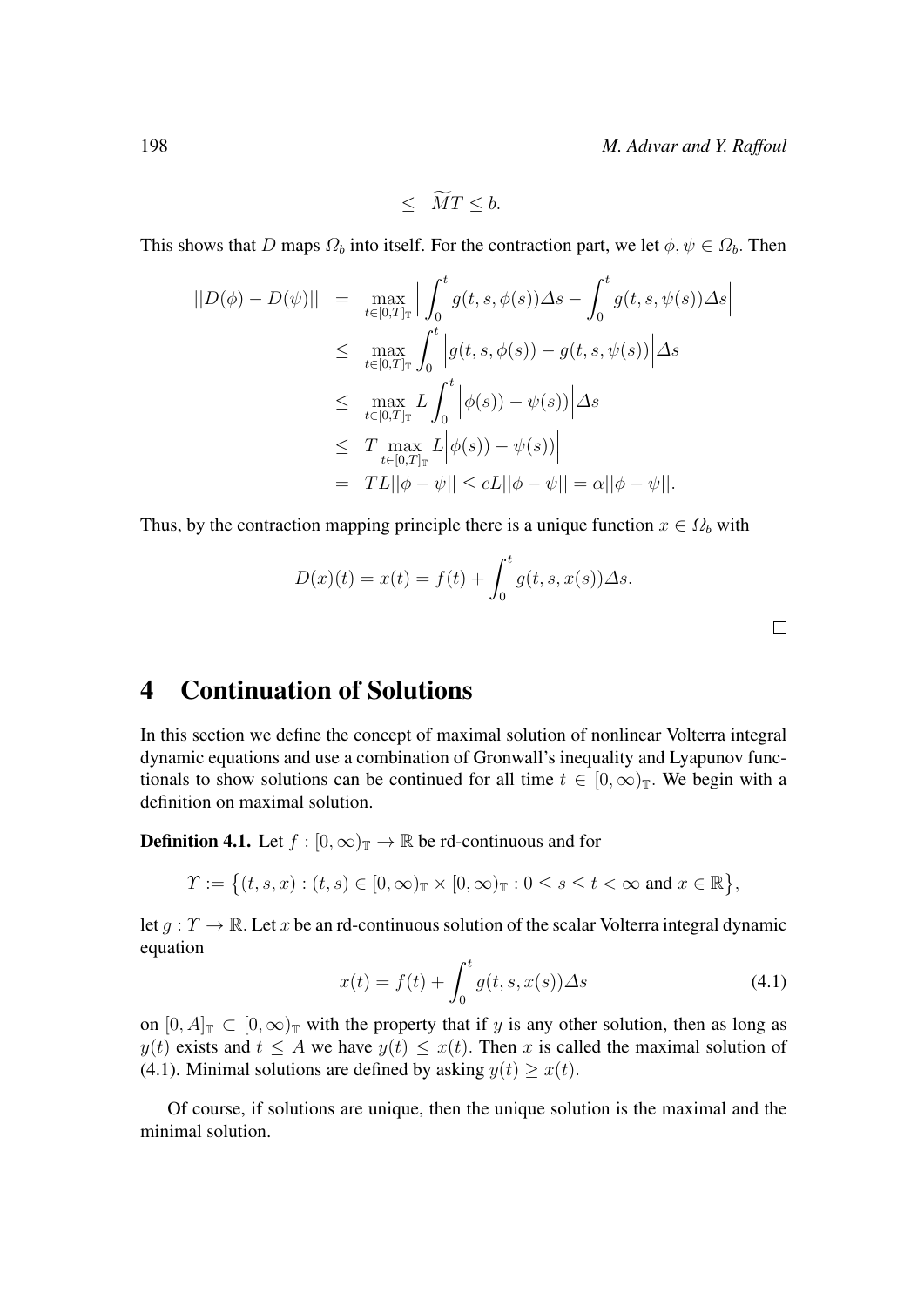$$\leq \widetilde{M}T \leq b.$$

This shows that $D$ maps $\Omega_b$ into itself. For the contraction part, we let $\phi, \psi \in \Omega_b$. Then

$$
\begin{aligned}
||D(\phi) - D(\psi)|| &= \max_{t\in[0,T]_{\mathbb{T}}} \Big| \int_0^t g(t,s,\phi(s))\Delta s - \int_0^t g(t,s,\psi(s))\Delta s \Big| \\
&\leq \max_{t\in[0,T]_{\mathbb{T}}} \int_0^t \Big| g(t,s,\phi(s)) - g(t,s,\psi(s)) \Big| \Delta s \\
&\leq \max_{t\in[0,T]_{\mathbb{T}}} L \int_0^t \Big| \phi(s)) - \psi(s)) \Big| \Delta s \\
&\leq T \max_{t\in[0,T]_{\mathbb{T}}} L \Big| \phi(s)) - \psi(s)) \Big| \\
&= TL||\phi - \psi|| \leq cL||\phi - \psi|| = \alpha||\phi - \psi||.
\end{aligned}
$$

Thus, by the contraction mapping principle there is a unique function $x \in \Omega_b$ with

$$D(x)(t) = x(t) = f(t) + \int_0^t g(t,s,x(s))\Delta s.$$

□

## 4 Continuation of Solutions

In this section we define the concept of maximal solution of nonlinear Volterra integral dynamic equations and use a combination of Gronwall's inequality and Lyapunov functionals to show solutions can be continued for all time $t \in [0, \infty)_{\mathbb{T}}$. We begin with a definition on maximal solution.

**Definition 4.1.** Let $f : [0, \infty)_{\mathbb{T}} \to \mathbb{R}$ be rd-continuous and for

$$\Upsilon := \big\{(t,s,x) : (t,s) \in [0,\infty)_{\mathbb{T}} \times [0,\infty)_{\mathbb{T}} : 0 \leq s \leq t < \infty \text{ and } x \in \mathbb{R}\big\},$$

let $g : \Upsilon \to \mathbb{R}$. Let $x$ be an rd-continuous solution of the scalar Volterra integral dynamic equation

$$x(t) = f(t) + \int_0^t g(t,s,x(s))\Delta s \tag{4.1}$$

on $[0, A]_{\mathbb{T}} \subset [0, \infty)_{\mathbb{T}}$ with the property that if $y$ is any other solution, then as long as $y(t)$ exists and $t \leq A$ we have $y(t) \leq x(t)$. Then $x$ is called the maximal solution of (4.1). Minimal solutions are defined by asking $y(t) \geq x(t)$.

Of course, if solutions are unique, then the unique solution is the maximal and the minimal solution.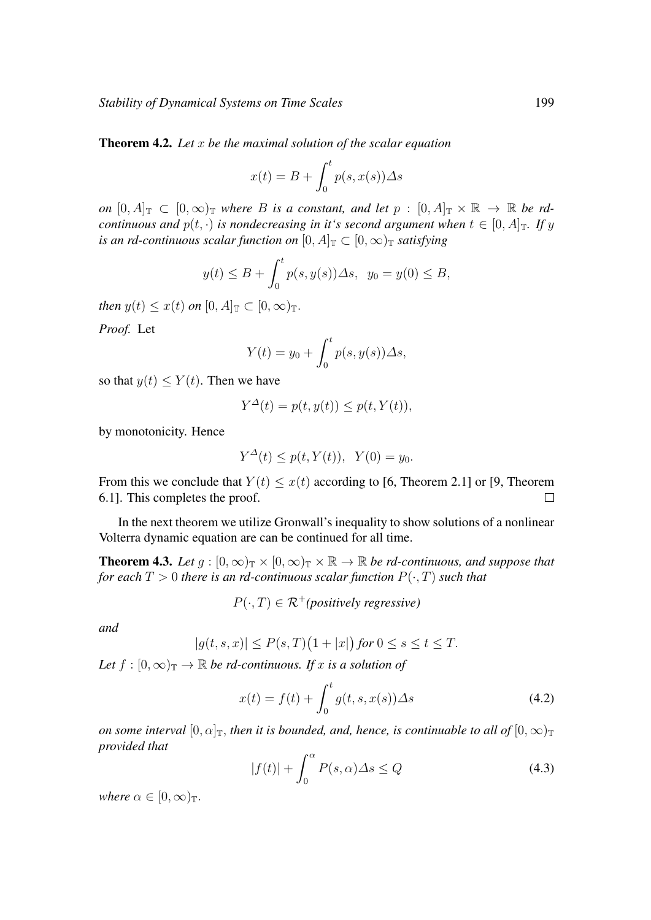**Theorem 4.2.** *Let $x$ be the maximal solution of the scalar equation*

$$x(t) = B + \int_0^t p(s, x(s))\Delta s$$

*on $[0, A]_{\mathbb{T}} \subset [0, \infty)_{\mathbb{T}}$ where $B$ is a constant, and let $p : [0, A]_{\mathbb{T}} \times \mathbb{R} \to \mathbb{R}$ be rd-continuous and $p(t, \cdot)$ is nondecreasing in it's second argument when $t \in [0, A]_{\mathbb{T}}$. If $y$ is an rd-continuous scalar function on $[0, A]_{\mathbb{T}} \subset [0, \infty)_{\mathbb{T}}$ satisfying*

$$y(t) \leq B + \int_0^t p(s, y(s))\Delta s, \quad y_0 = y(0) \leq B,$$

*then $y(t) \leq x(t)$ on $[0, A]_{\mathbb{T}} \subset [0, \infty)_{\mathbb{T}}$.*

*Proof.* Let

$$Y(t) = y_0 + \int_0^t p(s, y(s))\Delta s,$$

so that $y(t) \leq Y(t)$. Then we have

$$Y^{\Delta}(t) = p(t, y(t)) \leq p(t, Y(t)),$$

by monotonicity. Hence

$$Y^{\Delta}(t) \leq p(t, Y(t)), \quad Y(0) = y_0.$$

From this we conclude that $Y(t) \leq x(t)$ according to [6, Theorem 2.1] or [9, Theorem 6.1]. This completes the proof. $\square$

In the next theorem we utilize Gronwall's inequality to show solutions of a nonlinear Volterra dynamic equation are can be continued for all time.

**Theorem 4.3.** *Let $g : [0, \infty)_{\mathbb{T}} \times [0, \infty)_{\mathbb{T}} \times \mathbb{R} \to \mathbb{R}$ be rd-continuous, and suppose that for each $T > 0$ there is an rd-continuous scalar function $P(\cdot, T)$ such that*

$$P(\cdot, T) \in \mathcal{R}^+ \text{(positively regressive)}$$

*and*

$$|g(t, s, x)| \leq P(s, T)\big(1 + |x|\big) \text{ for } 0 \leq s \leq t \leq T.$$

*Let $f : [0, \infty)_{\mathbb{T}} \to \mathbb{R}$ be rd-continuous. If $x$ is a solution of*

$$x(t) = f(t) + \int_0^t g(t, s, x(s))\Delta s \tag{4.2}$$

*on some interval $[0, \alpha]_{\mathbb{T}}$, then it is bounded, and, hence, is continuable to all of $[0, \infty)_{\mathbb{T}}$ provided that*

$$|f(t)| + \int_0^{\alpha} P(s, \alpha)\Delta s \leq Q \tag{4.3}$$

*where $\alpha \in [0, \infty)_{\mathbb{T}}$.*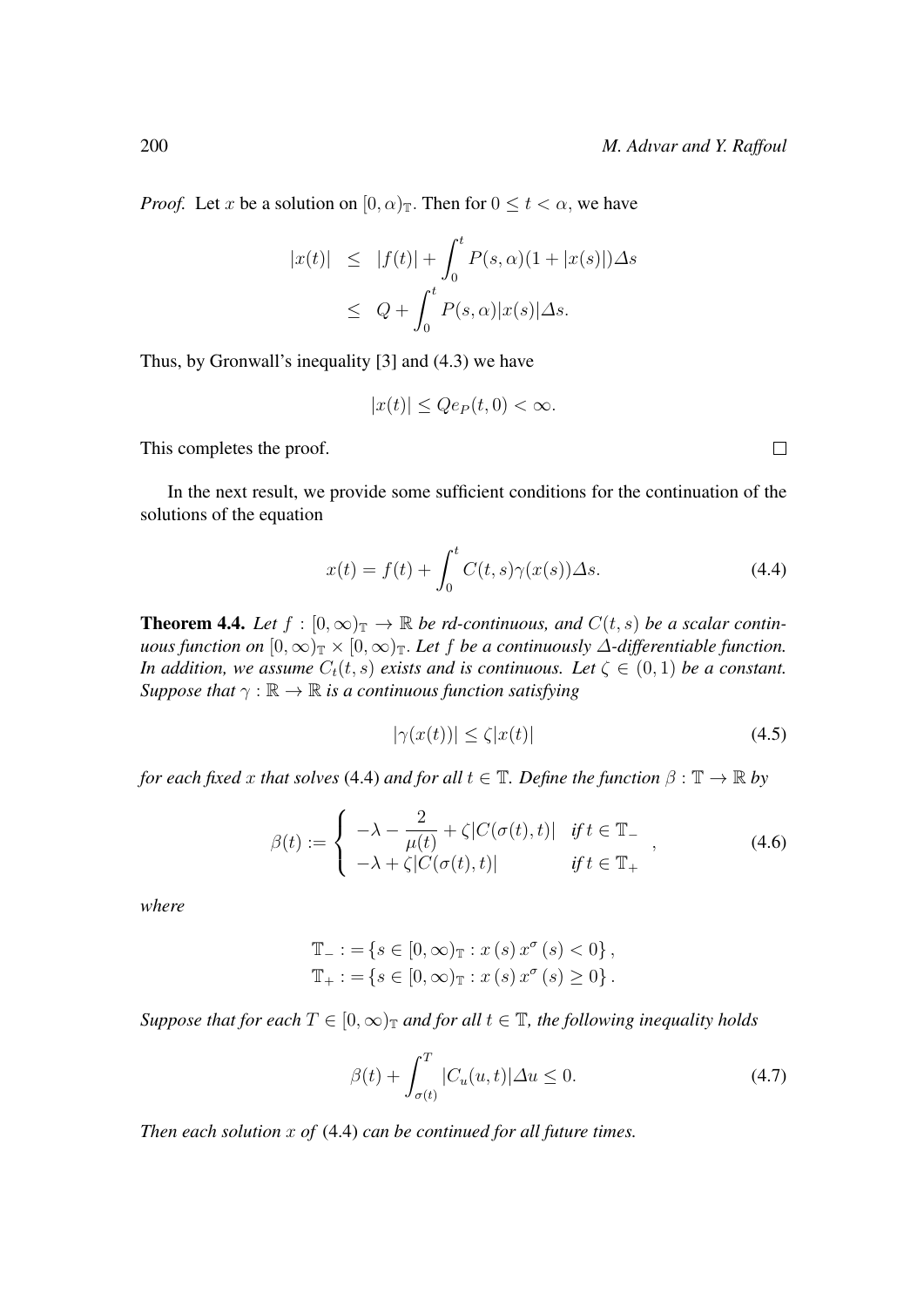*Proof.* Let $x$ be a solution on $[0,\alpha)_{\mathbb{T}}$. Then for $0 \le t < \alpha$, we have

$$
\begin{aligned}
|x(t)| &\le |f(t)| + \int_0^t P(s,\alpha)(1+|x(s)|)\Delta s \\
&\le Q + \int_0^t P(s,\alpha)|x(s)|\Delta s.
\end{aligned}
$$

Thus, by Gronwall's inequality [3] and (4.3) we have

$$
|x(t)| \le Q e_P(t,0) < \infty.
$$

This completes the proof. $\square$

In the next result, we provide some sufficient conditions for the continuation of the solutions of the equation

$$
x(t) = f(t) + \int_0^t C(t,s)\gamma(x(s))\Delta s. \tag{4.4}
$$

**Theorem 4.4.** *Let $f : [0,\infty)_{\mathbb{T}} \to \mathbb{R}$ be rd-continuous, and $C(t,s)$ be a scalar continuous function on $[0,\infty)_{\mathbb{T}} \times [0,\infty)_{\mathbb{T}}$. Let $f$ be a continuously $\Delta$-differentiable function. In addition, we assume $C_t(t,s)$ exists and is continuous. Let $\zeta \in (0,1)$ be a constant. Suppose that $\gamma : \mathbb{R} \to \mathbb{R}$ is a continuous function satisfying*

$$
|\gamma(x(t))| \le \zeta |x(t)| \tag{4.5}
$$

*for each fixed $x$ that solves* (4.4) *and for all $t \in \mathbb{T}$. Define the function $\beta : \mathbb{T} \to \mathbb{R}$ by*

$$
\beta(t) := \begin{cases} -\lambda - \dfrac{2}{\mu(t)} + \zeta |C(\sigma(t),t)| & \text{if } t \in \mathbb{T}_- \\ -\lambda + \zeta |C(\sigma(t),t)| & \text{if } t \in \mathbb{T}_+ \end{cases}, \tag{4.6}
$$

*where*

$$
\begin{aligned}
\mathbb{T}_- &:= \{ s \in [0,\infty)_{\mathbb{T}} : x(s)\, x^{\sigma}(s) < 0 \}, \\
\mathbb{T}_+ &:= \{ s \in [0,\infty)_{\mathbb{T}} : x(s)\, x^{\sigma}(s) \ge 0 \}.
\end{aligned}
$$

*Suppose that for each $T \in [0,\infty)_{\mathbb{T}}$ and for all $t \in \mathbb{T}$, the following inequality holds*

$$
\beta(t) + \int_{\sigma(t)}^{T} |C_u(u,t)|\Delta u \le 0. \tag{4.7}
$$

*Then each solution $x$ of* (4.4) *can be continued for all future times.*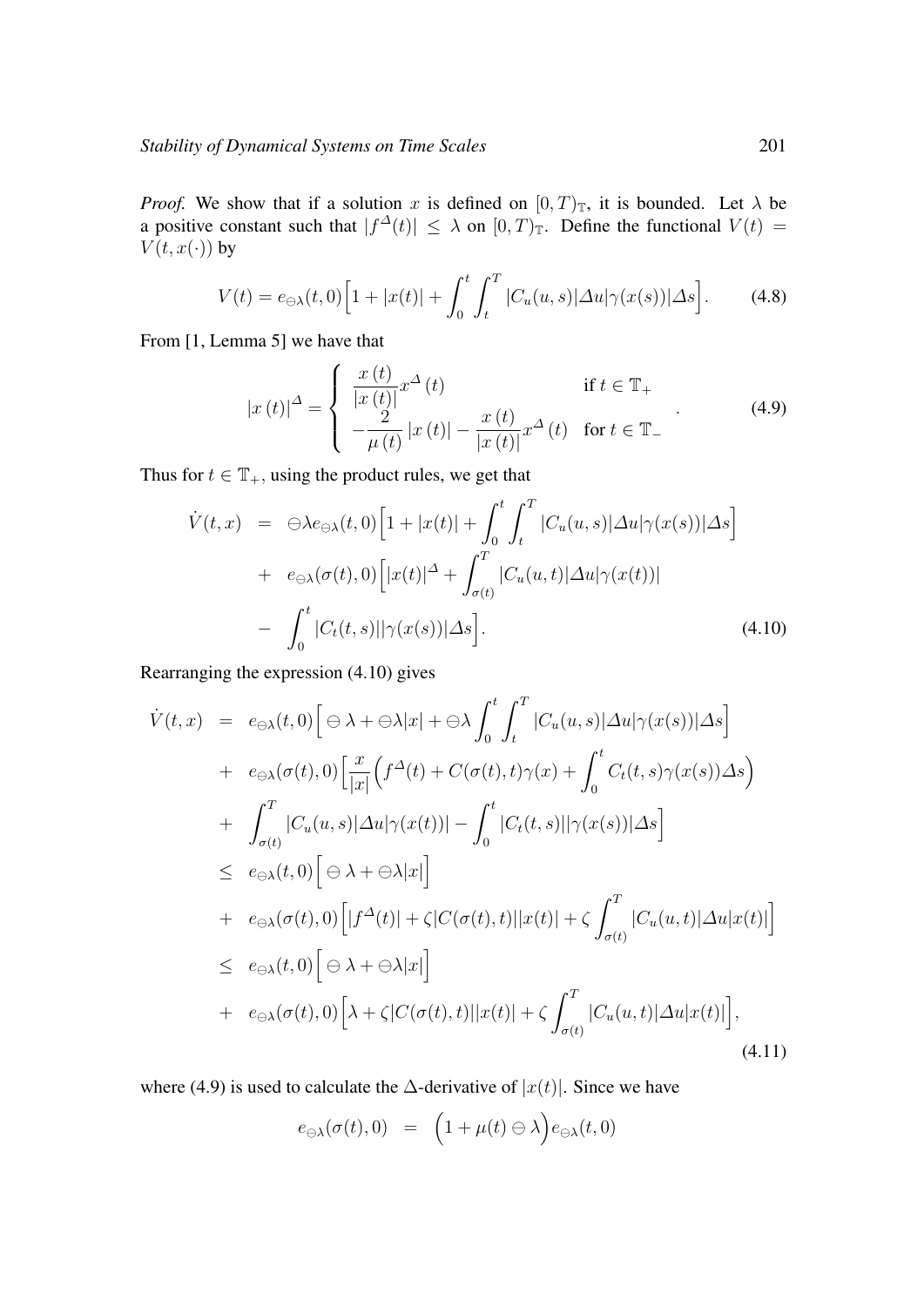*Proof.* We show that if a solution $x$ is defined on $[0, T)_{\mathbb{T}}$, it is bounded. Let $\lambda$ be a positive constant such that $|f^{\Delta}(t)| \leq \lambda$ on $[0, T)_{\mathbb{T}}$. Define the functional $V(t) = V(t, x(\cdot))$ by

$$V(t) = e_{\ominus\lambda}(t, 0)\Big[1 + |x(t)| + \int_0^t \int_t^T |C_u(u, s)|\Delta u|\gamma(x(s))|\Delta s\Big]. \tag{4.8}$$

From [1, Lemma 5] we have that

$$|x(t)|^{\Delta} = \begin{cases} \dfrac{x(t)}{|x(t)|} x^{\Delta}(t) & \text{if } t \in \mathbb{T}_+ \\ -\dfrac{2}{\mu(t)}|x(t)| - \dfrac{x(t)}{|x(t)|} x^{\Delta}(t) & \text{for } t \in \mathbb{T}_- \end{cases}. \tag{4.9}$$

Thus for $t \in \mathbb{T}_+$, using the product rules, we get that

$$\begin{aligned} \dot{V}(t, x) &= \ominus\lambda e_{\ominus\lambda}(t, 0)\Big[1 + |x(t)| + \int_0^t \int_t^T |C_u(u, s)|\Delta u|\gamma(x(s))|\Delta s\Big] \\ &+ e_{\ominus\lambda}(\sigma(t), 0)\Big[|x(t)|^{\Delta} + \int_{\sigma(t)}^T |C_u(u, t)|\Delta u|\gamma(x(t))| \\ &- \int_0^t |C_t(t, s)||\gamma(x(s))|\Delta s\Big]. \end{aligned} \tag{4.10}$$

Rearranging the expression (4.10) gives

$$\begin{aligned} \dot{V}(t, x) &= e_{\ominus\lambda}(t, 0)\Big[\ominus\lambda + \ominus\lambda|x| + \ominus\lambda \int_0^t \int_t^T |C_u(u, s)|\Delta u|\gamma(x(s))|\Delta s\Big] \\ &+ e_{\ominus\lambda}(\sigma(t), 0)\Big[\frac{x}{|x|}\Big(f^{\Delta}(t) + C(\sigma(t), t)\gamma(x) + \int_0^t C_t(t, s)\gamma(x(s))\Delta s\Big) \\ &+ \int_{\sigma(t)}^T |C_u(u, s)|\Delta u|\gamma(x(t))| - \int_0^t |C_t(t, s)||\gamma(x(s))|\Delta s\Big] \\ &\leq e_{\ominus\lambda}(t, 0)\Big[\ominus\lambda + \ominus\lambda|x|\Big] \\ &+ e_{\ominus\lambda}(\sigma(t), 0)\Big[|f^{\Delta}(t)| + \zeta|C(\sigma(t), t)||x(t)| + \zeta\int_{\sigma(t)}^T |C_u(u, t)|\Delta u|x(t)|\Big] \\ &\leq e_{\ominus\lambda}(t, 0)\Big[\ominus\lambda + \ominus\lambda|x|\Big] \\ &+ e_{\ominus\lambda}(\sigma(t), 0)\Big[\lambda + \zeta|C(\sigma(t), t)||x(t)| + \zeta\int_{\sigma(t)}^T |C_u(u, t)|\Delta u|x(t)|\Big], \end{aligned} \tag{4.11}$$

where (4.9) is used to calculate the $\Delta$-derivative of $|x(t)|$. Since we have

$$e_{\ominus\lambda}(\sigma(t), 0) = \Big(1 + \mu(t) \ominus \lambda\Big) e_{\ominus\lambda}(t, 0)$$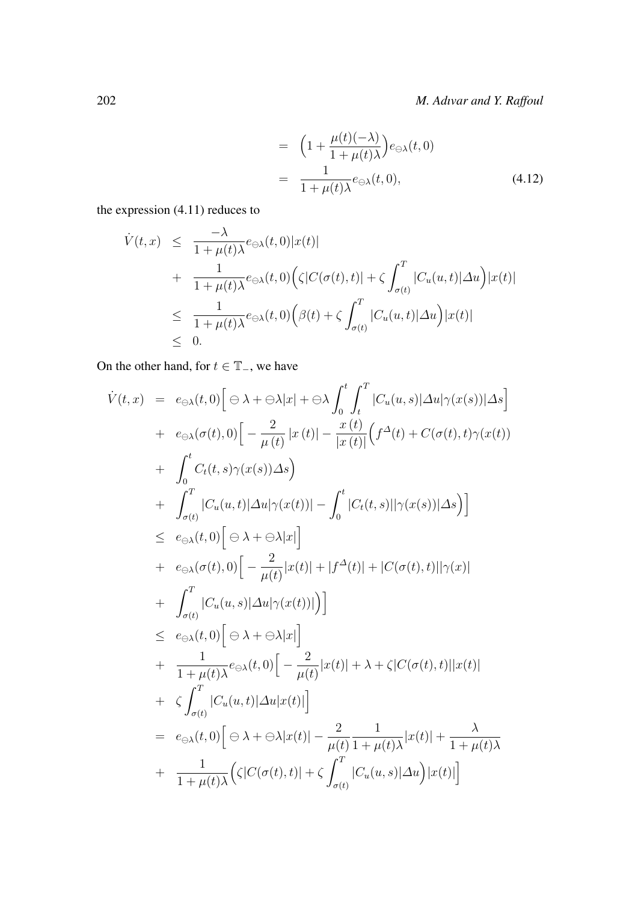$$
\begin{aligned}
&= \Big(1+\frac{\mu(t)(-\lambda)}{1+\mu(t)\lambda}\Big)e_{\ominus\lambda}(t,0) \\
&= \frac{1}{1+\mu(t)\lambda}e_{\ominus\lambda}(t,0), \qquad (4.12)
\end{aligned}
$$

the expression (4.11) reduces to

$$
\begin{aligned}
\dot{V}(t,x) &\le \frac{-\lambda}{1+\mu(t)\lambda}e_{\ominus\lambda}(t,0)|x(t)| \\
&+ \frac{1}{1+\mu(t)\lambda}e_{\ominus\lambda}(t,0)\Big(\zeta|C(\sigma(t),t)| + \zeta\int_{\sigma(t)}^{T}|C_u(u,t)|\Delta u\Big)|x(t)| \\
&\le \frac{1}{1+\mu(t)\lambda}e_{\ominus\lambda}(t,0)\Big(\beta(t) + \zeta\int_{\sigma(t)}^{T}|C_u(u,t)|\Delta u\Big)|x(t)| \\
&\le 0.
\end{aligned}
$$

On the other hand, for $t \in \mathbb{T}_-$, we have

$$
\begin{aligned}
\dot{V}(t,x) &= e_{\ominus\lambda}(t,0)\Big[\ominus\lambda + \ominus\lambda|x| + \ominus\lambda\int_0^t\int_t^T|C_u(u,s)|\Delta u|\gamma(x(s))|\Delta s\Big] \\
&+ e_{\ominus\lambda}(\sigma(t),0)\Big[-\frac{2}{\mu(t)}|x(t)| - \frac{x(t)}{|x(t)|}\Big(f^{\Delta}(t) + C(\sigma(t),t)\gamma(x(t)) \\
&+ \int_0^t C_t(t,s)\gamma(x(s))\Delta s\Big) \\
&+ \int_{\sigma(t)}^{T}|C_u(u,t)|\Delta u|\gamma(x(t))| - \int_0^t|C_t(t,s)||\gamma(x(s))|\Delta s\Big)\Big] \\
&\le e_{\ominus\lambda}(t,0)\Big[\ominus\lambda + \ominus\lambda|x|\Big] \\
&+ e_{\ominus\lambda}(\sigma(t),0)\Big[-\frac{2}{\mu(t)}|x(t)| + |f^{\Delta}(t)| + |C(\sigma(t),t)||\gamma(x)| \\
&+ \int_{\sigma(t)}^{T}|C_u(u,s)|\Delta u|\gamma(x(t))|\Big)\Big] \\
&\le e_{\ominus\lambda}(t,0)\Big[\ominus\lambda + \ominus\lambda|x|\Big] \\
&+ \frac{1}{1+\mu(t)\lambda}e_{\ominus\lambda}(t,0)\Big[-\frac{2}{\mu(t)}|x(t)| + \lambda + \zeta|C(\sigma(t),t)||x(t)| \\
&+ \zeta\int_{\sigma(t)}^{T}|C_u(u,t)|\Delta u|x(t)|\Big] \\
&= e_{\ominus\lambda}(t,0)\Big[\ominus\lambda + \ominus\lambda|x(t)| - \frac{2}{\mu(t)}\frac{1}{1+\mu(t)\lambda}|x(t)| + \frac{\lambda}{1+\mu(t)\lambda} \\
&+ \frac{1}{1+\mu(t)\lambda}\Big(\zeta|C(\sigma(t),t)| + \zeta\int_{\sigma(t)}^{T}|C_u(u,s)|\Delta u\Big)|x(t)|\Big]
\end{aligned}
$$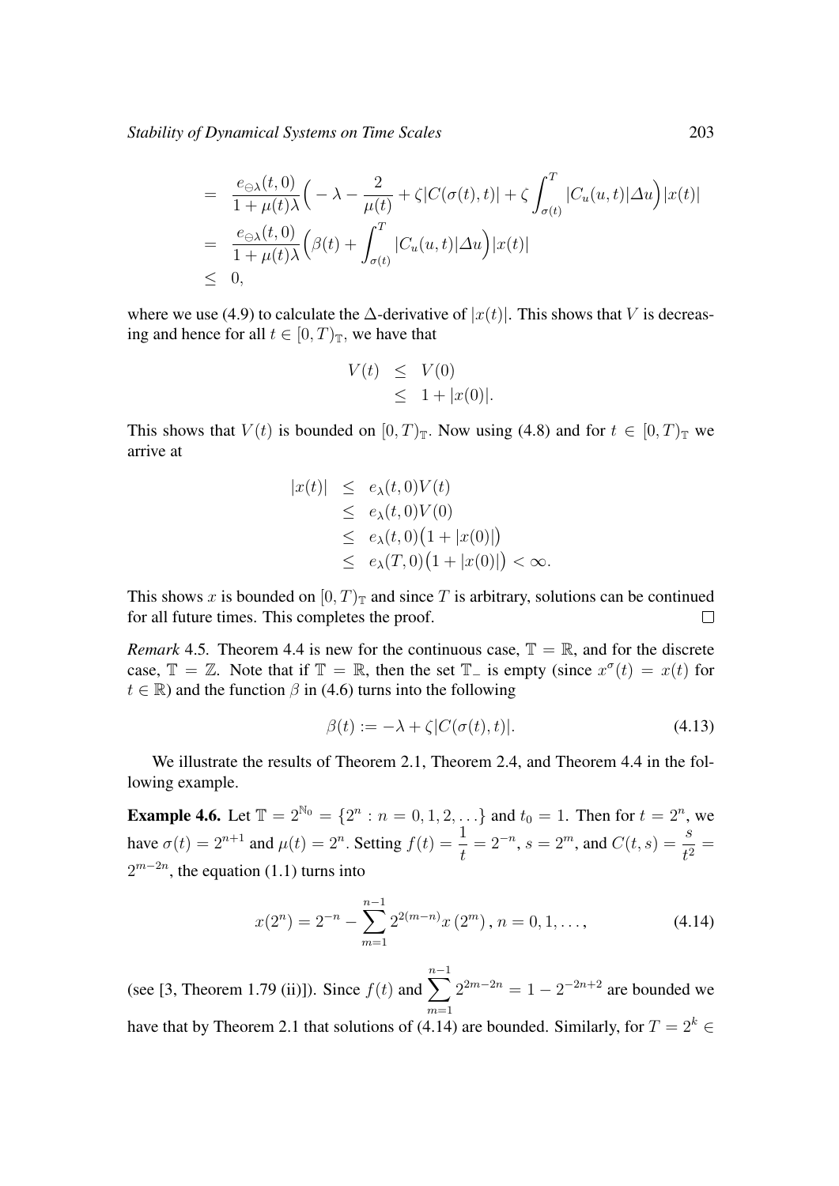$$
\begin{aligned}
&= \frac{e_{\ominus\lambda}(t,0)}{1+\mu(t)\lambda}\Big( -\lambda - \frac{2}{\mu(t)} + \zeta|C(\sigma(t),t)| + \zeta\int_{\sigma(t)}^{T} |C_u(u,t)|\Delta u\Big)|x(t)| \\
&= \frac{e_{\ominus\lambda}(t,0)}{1+\mu(t)\lambda}\Big( \beta(t) + \int_{\sigma(t)}^{T} |C_u(u,t)|\Delta u\Big)|x(t)| \\
&\leq 0,
\end{aligned}
$$

where we use (4.9) to calculate the $\Delta$-derivative of $|x(t)|$. This shows that $V$ is decreasing and hence for all $t \in [0,T)_{\mathbb{T}}$, we have that

$$
\begin{aligned}
V(t) &\leq V(0) \\
&\leq 1 + |x(0)|.
\end{aligned}
$$

This shows that $V(t)$ is bounded on $[0,T)_{\mathbb{T}}$. Now using (4.8) and for $t \in [0,T)_{\mathbb{T}}$ we arrive at

$$
\begin{aligned}
|x(t)| &\leq e_{\lambda}(t,0)V(t) \\
&\leq e_{\lambda}(t,0)V(0) \\
&\leq e_{\lambda}(t,0)\big(1 + |x(0)|\big) \\
&\leq e_{\lambda}(T,0)\big(1 + |x(0)|\big) < \infty.
\end{aligned}
$$

This shows $x$ is bounded on $[0,T)_{\mathbb{T}}$ and since $T$ is arbitrary, solutions can be continued for all future times. This completes the proof. $\square$

*Remark* 4.5. Theorem 4.4 is new for the continuous case, $\mathbb{T} = \mathbb{R}$, and for the discrete case, $\mathbb{T} = \mathbb{Z}$. Note that if $\mathbb{T} = \mathbb{R}$, then the set $\mathbb{T}_{-}$ is empty (since $x^{\sigma}(t) = x(t)$ for $t \in \mathbb{R}$) and the function $\beta$ in (4.6) turns into the following

$$
\beta(t) := -\lambda + \zeta|C(\sigma(t),t)|. \tag{4.13}
$$

We illustrate the results of Theorem 2.1, Theorem 2.4, and Theorem 4.4 in the following example.

**Example 4.6.** Let $\mathbb{T} = 2^{\mathbb{N}_0} = \{2^n : n = 0,1,2,\ldots\}$ and $t_0 = 1$. Then for $t = 2^n$, we have $\sigma(t) = 2^{n+1}$ and $\mu(t) = 2^n$. Setting $f(t) = \dfrac{1}{t} = 2^{-n}$, $s = 2^m$, and $C(t,s) = \dfrac{s}{t^2} = 2^{m-2n}$, the equation (1.1) turns into

$$
x(2^n) = 2^{-n} - \sum_{m=1}^{n-1} 2^{2(m-n)} x\left(2^m\right), \, n = 0,1,\ldots, \tag{4.14}
$$

(see [3, Theorem 1.79 (ii)]). Since $f(t)$ and $\displaystyle\sum_{m=1}^{n-1} 2^{2m-2n} = 1 - 2^{-2n+2}$ are bounded we have that by Theorem 2.1 that solutions of (4.14) are bounded. Similarly, for $T = 2^k \in$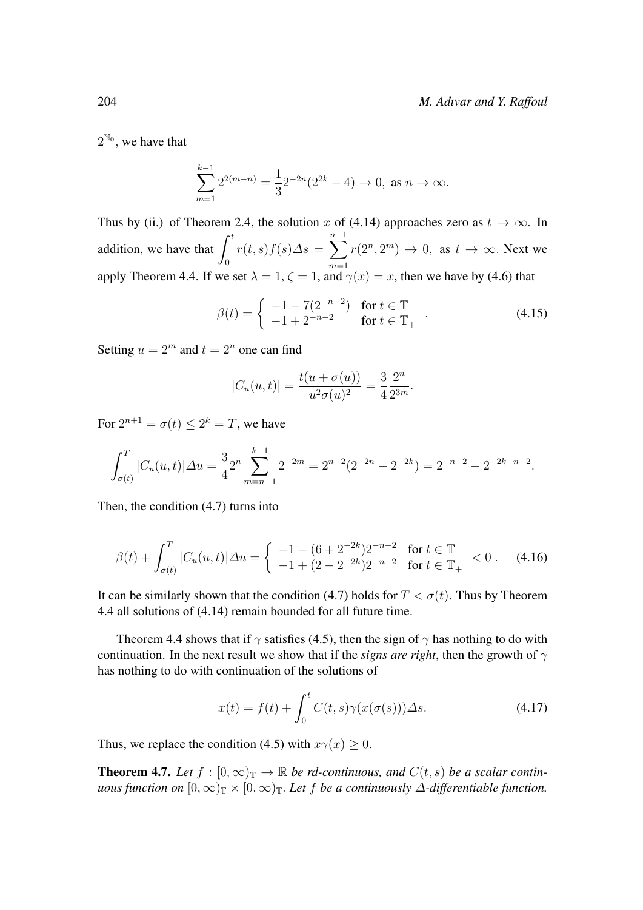$2^{\mathbb{N}_0}$, we have that

$$\sum_{m=1}^{k-1} 2^{2(m-n)} = \frac{1}{3} 2^{-2n}(2^{2k} - 4) \to 0, \text{ as } n \to \infty.$$

Thus by (ii.) of Theorem 2.4, the solution $x$ of (4.14) approaches zero as $t \to \infty$. In addition, we have that $\displaystyle\int_0^t r(t,s) f(s) \Delta s = \sum_{m=1}^{n-1} r(2^n, 2^m) \to 0$, as $t \to \infty$. Next we apply Theorem 4.4. If we set $\lambda = 1$, $\zeta = 1$, and $\gamma(x) = x$, then we have by (4.6) that

$$\beta(t) = \begin{cases} -1 - 7(2^{-n-2}) & \text{for } t \in \mathbb{T}_- \\ -1 + 2^{-n-2} & \text{for } t \in \mathbb{T}_+ \end{cases} . \tag{4.15}$$

Setting $u = 2^m$ and $t = 2^n$ one can find

$$|C_u(u,t)| = \frac{t(u + \sigma(u))}{u^2 \sigma(u)^2} = \frac{3}{4} \frac{2^n}{2^{3m}}.$$

For $2^{n+1} = \sigma(t) \leq 2^k = T$, we have

$$\int_{\sigma(t)}^T |C_u(u,t)| \Delta u = \frac{3}{4} 2^n \sum_{m=n+1}^{k-1} 2^{-2m} = 2^{n-2}(2^{-2n} - 2^{-2k}) = 2^{-n-2} - 2^{-2k-n-2}.$$

Then, the condition (4.7) turns into

$$\beta(t) + \int_{\sigma(t)}^T |C_u(u,t)| \Delta u = \begin{cases} -1 - (6 + 2^{-2k}) 2^{-n-2} & \text{for } t \in \mathbb{T}_- \\ -1 + (2 - 2^{-2k}) 2^{-n-2} & \text{for } t \in \mathbb{T}_+ \end{cases} < 0 . \tag{4.16}$$

It can be similarly shown that the condition (4.7) holds for $T < \sigma(t)$. Thus by Theorem 4.4 all solutions of (4.14) remain bounded for all future time.

Theorem 4.4 shows that if $\gamma$ satisfies (4.5), then the sign of $\gamma$ has nothing to do with continuation. In the next result we show that if the *signs are right*, then the growth of $\gamma$ has nothing to do with continuation of the solutions of

$$x(t) = f(t) + \int_0^t C(t,s) \gamma(x(\sigma(s))) \Delta s. \tag{4.17}$$

Thus, we replace the condition (4.5) with $x\gamma(x) \geq 0$.

**Theorem 4.7.** *Let $f : [0, \infty)_{\mathbb{T}} \to \mathbb{R}$ be rd-continuous, and $C(t,s)$ be a scalar continuous function on $[0, \infty)_{\mathbb{T}} \times [0, \infty)_{\mathbb{T}}$. Let $f$ be a continuously $\Delta$-differentiable function.*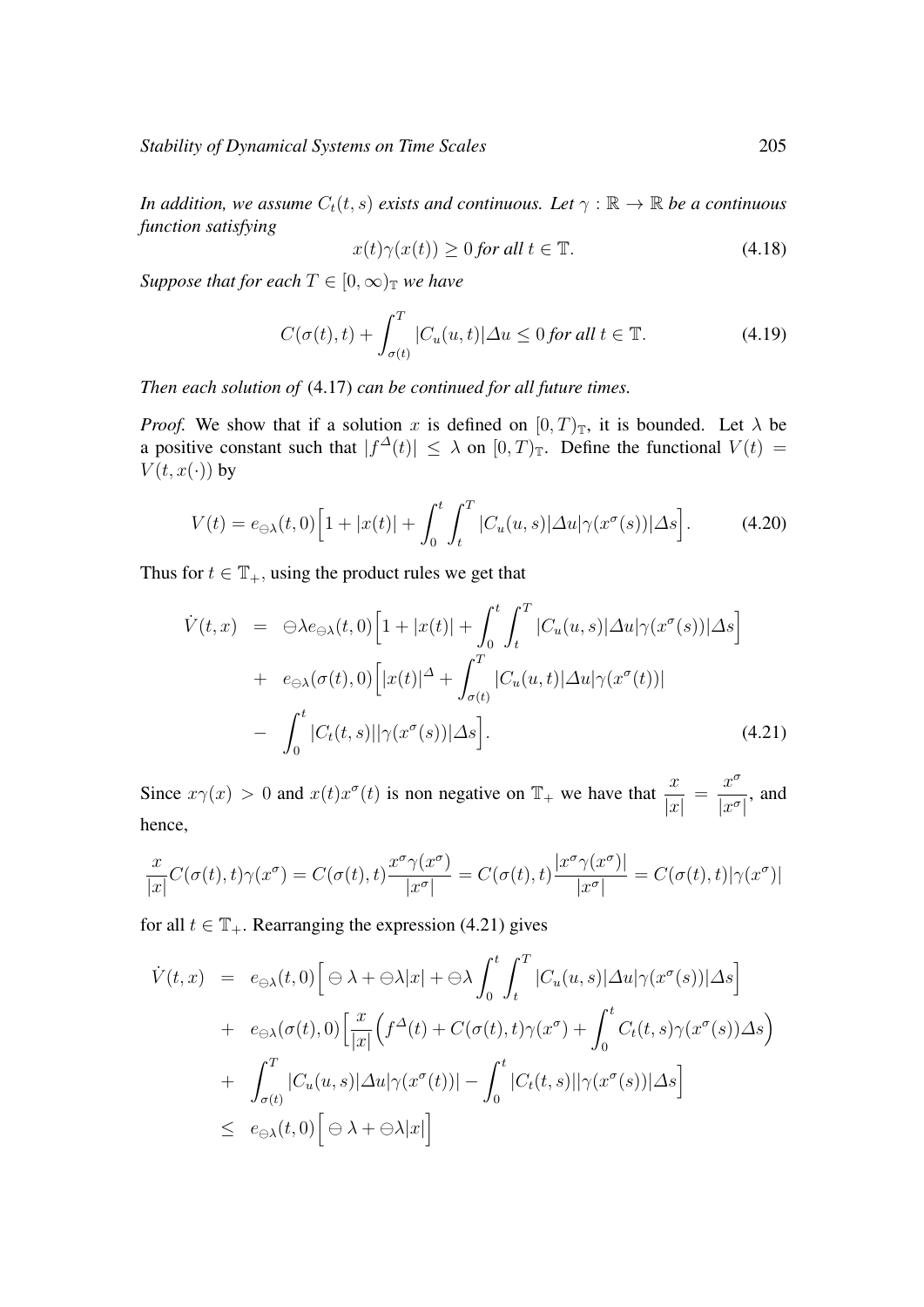*In addition, we assume $C_t(t,s)$ exists and continuous. Let $\gamma : \mathbb{R} \to \mathbb{R}$ be a continuous function satisfying*

$$x(t)\gamma(x(t)) \geq 0 \text{ for all } t \in \mathbb{T}. \tag{4.18}$$

*Suppose that for each $T \in [0,\infty)_{\mathbb{T}}$ we have*

$$C(\sigma(t),t) + \int_{\sigma(t)}^{T} |C_u(u,t)|\Delta u \leq 0 \text{ for all } t \in \mathbb{T}. \tag{4.19}$$

*Then each solution of* (4.17) *can be continued for all future times.*

*Proof.* We show that if a solution $x$ is defined on $[0,T)_{\mathbb{T}}$, it is bounded. Let $\lambda$ be a positive constant such that $|f^{\Delta}(t)| \leq \lambda$ on $[0,T)_{\mathbb{T}}$. Define the functional $V(t) = V(t, x(\cdot))$ by

$$V(t) = e_{\ominus\lambda}(t,0)\Big[1 + |x(t)| + \int_0^t \int_t^T |C_u(u,s)|\Delta u|\gamma(x^{\sigma}(s))|\Delta s\Big]. \tag{4.20}$$

Thus for $t \in \mathbb{T}_+$, using the product rules we get that

$$\begin{aligned}
\dot{V}(t,x) &= \ominus\lambda e_{\ominus\lambda}(t,0)\Big[1 + |x(t)| + \int_0^t \int_t^T |C_u(u,s)|\Delta u|\gamma(x^{\sigma}(s))|\Delta s\Big] \\
&+ e_{\ominus\lambda}(\sigma(t),0)\Big[|x(t)|^{\Delta} + \int_{\sigma(t)}^{T} |C_u(u,t)|\Delta u|\gamma(x^{\sigma}(t))| \\
&- \int_0^t |C_t(t,s)||\gamma(x^{\sigma}(s))|\Delta s\Big].
\end{aligned} \tag{4.21}$$

Since $x\gamma(x) > 0$ and $x(t)x^{\sigma}(t)$ is non negative on $\mathbb{T}_+$ we have that $\dfrac{x}{|x|} = \dfrac{x^{\sigma}}{|x^{\sigma}|}$, and hence,

$$\frac{x}{|x|}C(\sigma(t),t)\gamma(x^{\sigma}) = C(\sigma(t),t)\frac{x^{\sigma}\gamma(x^{\sigma})}{|x^{\sigma}|} = C(\sigma(t),t)\frac{|x^{\sigma}\gamma(x^{\sigma})|}{|x^{\sigma}|} = C(\sigma(t),t)|\gamma(x^{\sigma})|$$

for all $t \in \mathbb{T}_+$. Rearranging the expression (4.21) gives

$$\begin{aligned}
\dot{V}(t,x) &= e_{\ominus\lambda}(t,0)\Big[\ominus\lambda + \ominus\lambda|x| + \ominus\lambda\int_0^t \int_t^T |C_u(u,s)|\Delta u|\gamma(x^{\sigma}(s))|\Delta s\Big] \\
&+ e_{\ominus\lambda}(\sigma(t),0)\Big[\frac{x}{|x|}\Big(f^{\Delta}(t) + C(\sigma(t),t)\gamma(x^{\sigma}) + \int_0^t C_t(t,s)\gamma(x^{\sigma}(s))\Delta s\Big) \\
&+ \int_{\sigma(t)}^{T} |C_u(u,s)|\Delta u|\gamma(x^{\sigma}(t))| - \int_0^t |C_t(t,s)||\gamma(x^{\sigma}(s))|\Delta s\Big] \\
&\leq e_{\ominus\lambda}(t,0)\Big[\ominus\lambda + \ominus\lambda|x|\Big]
\end{aligned}$$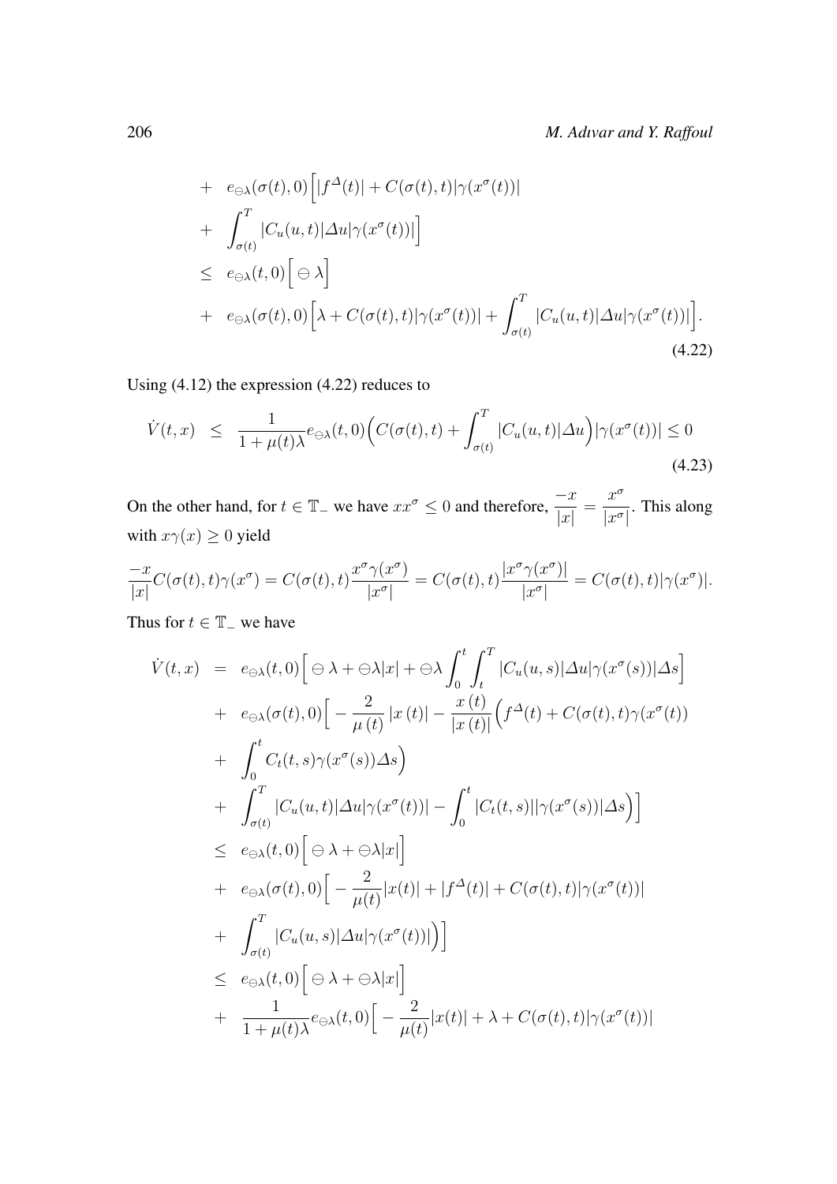$$
\begin{aligned}
&+ \quad e_{\ominus\lambda}(\sigma(t),0)\Big[|f^{\Delta}(t)| + C(\sigma(t),t)|\gamma(x^{\sigma}(t))| \\
&+ \quad \int_{\sigma(t)}^{T}|C_u(u,t)|\Delta u|\gamma(x^{\sigma}(t))|\Big] \\
&\leq \quad e_{\ominus\lambda}(t,0)\Big[\ominus\lambda\Big] \\
&+ \quad e_{\ominus\lambda}(\sigma(t),0)\Big[\lambda + C(\sigma(t),t)|\gamma(x^{\sigma}(t))| + \int_{\sigma(t)}^{T}|C_u(u,t)|\Delta u|\gamma(x^{\sigma}(t))|\Big].
\end{aligned}
\tag{4.22}
$$

Using (4.12) the expression (4.22) reduces to

$$
\dot{V}(t,x) \quad \leq \quad \frac{1}{1+\mu(t)\lambda}e_{\ominus\lambda}(t,0)\Big(C(\sigma(t),t) + \int_{\sigma(t)}^{T}|C_u(u,t)|\Delta u\Big)|\gamma(x^{\sigma}(t))| \leq 0
\tag{4.23}
$$

On the other hand, for $t \in \mathbb{T}_-$ we have $xx^{\sigma} \leq 0$ and therefore, $\dfrac{-x}{|x|} = \dfrac{x^{\sigma}}{|x^{\sigma}|}$. This along with $x\gamma(x) \geq 0$ yield

$$
\frac{-x}{|x|}C(\sigma(t),t)\gamma(x^{\sigma}) = C(\sigma(t),t)\frac{x^{\sigma}\gamma(x^{\sigma})}{|x^{\sigma}|} = C(\sigma(t),t)\frac{|x^{\sigma}\gamma(x^{\sigma})|}{|x^{\sigma}|} = C(\sigma(t),t)|\gamma(x^{\sigma})|.
$$

Thus for $t \in \mathbb{T}_-$ we have

$$
\begin{aligned}
\dot{V}(t,x) \quad &= \quad e_{\ominus\lambda}(t,0)\Big[\ominus\lambda + \ominus\lambda|x| + \ominus\lambda\int_0^t\int_t^T|C_u(u,s)|\Delta u|\gamma(x^{\sigma}(s))|\Delta s\Big] \\
&+ \quad e_{\ominus\lambda}(\sigma(t),0)\Big[-\frac{2}{\mu(t)}|x(t)| - \frac{x(t)}{|x(t)|}\Big(f^{\Delta}(t) + C(\sigma(t),t)\gamma(x^{\sigma}(t)) \\
&+ \quad \int_0^t C_t(t,s)\gamma(x^{\sigma}(s))\Delta s\Big) \\
&+ \quad \int_{\sigma(t)}^{T}|C_u(u,t)|\Delta u|\gamma(x^{\sigma}(t))| - \int_0^t|C_t(t,s)||\gamma(x^{\sigma}(s))|\Delta s\Big)\Big] \\
&\leq \quad e_{\ominus\lambda}(t,0)\Big[\ominus\lambda + \ominus\lambda|x|\Big] \\
&+ \quad e_{\ominus\lambda}(\sigma(t),0)\Big[-\frac{2}{\mu(t)}|x(t)| + |f^{\Delta}(t)| + C(\sigma(t),t)|\gamma(x^{\sigma}(t))| \\
&+ \quad \int_{\sigma(t)}^{T}|C_u(u,s)|\Delta u|\gamma(x^{\sigma}(t))|\Big)\Big] \\
&\leq \quad e_{\ominus\lambda}(t,0)\Big[\ominus\lambda + \ominus\lambda|x|\Big] \\
&+ \quad \frac{1}{1+\mu(t)\lambda}e_{\ominus\lambda}(t,0)\Big[-\frac{2}{\mu(t)}|x(t)| + \lambda + C(\sigma(t),t)|\gamma(x^{\sigma}(t))|
\end{aligned}
$$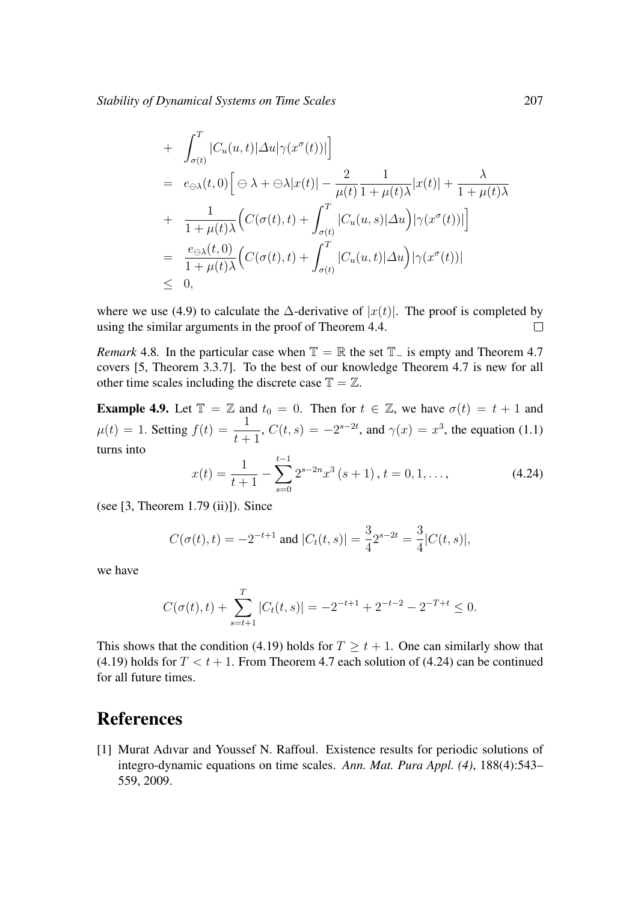$$
\begin{aligned}
&+ \int_{\sigma(t)}^{T} |C_u(u,t)| \Delta u |\gamma(x^\sigma(t))| \Big] \\
&= e_{\ominus\lambda}(t,0) \Big[ \ominus \lambda + \ominus\lambda |x(t)| - \frac{2}{\mu(t)} \frac{1}{1+\mu(t)\lambda} |x(t)| + \frac{\lambda}{1+\mu(t)\lambda} \\
&+ \frac{1}{1+\mu(t)\lambda} \Big( C(\sigma(t),t) + \int_{\sigma(t)}^{T} |C_u(u,s)| \Delta u \Big) |\gamma(x^\sigma(t))| \Big] \\
&= \frac{e_{\ominus\lambda}(t,0)}{1+\mu(t)\lambda} \Big( C(\sigma(t),t) + \int_{\sigma(t)}^{T} |C_u(u,t)| \Delta u \Big) |\gamma(x^\sigma(t))| \\
&\leq 0,
\end{aligned}
$$

where we use (4.9) to calculate the $\Delta$-derivative of $|x(t)|$. The proof is completed by using the similar arguments in the proof of Theorem 4.4. □

*Remark* 4.8. In the particular case when $\mathbb{T} = \mathbb{R}$ the set $\mathbb{T}_-$ is empty and Theorem 4.7 covers [5, Theorem 3.3.7]. To the best of our knowledge Theorem 4.7 is new for all other time scales including the discrete case $\mathbb{T} = \mathbb{Z}$.

**Example 4.9.** Let $\mathbb{T} = \mathbb{Z}$ and $t_0 = 0$. Then for $t \in \mathbb{Z}$, we have $\sigma(t) = t+1$ and $\mu(t) = 1$. Setting $f(t) = \dfrac{1}{t+1}$, $C(t,s) = -2^{s-2t}$, and $\gamma(x) = x^3$, the equation (1.1) turns into

$$
x(t) = \frac{1}{t+1} - \sum_{s=0}^{t-1} 2^{s-2n} x^3(s+1), \, t = 0, 1, \ldots, \tag{4.24}
$$

(see [3, Theorem 1.79 (ii)]). Since

$$
C(\sigma(t),t) = -2^{-t+1} \text{ and } |C_t(t,s)| = \frac{3}{4} 2^{s-2t} = \frac{3}{4} |C(t,s)|,
$$

we have

$$
C(\sigma(t),t) + \sum_{s=t+1}^{T} |C_t(t,s)| = -2^{-t+1} + 2^{-t-2} - 2^{-T+t} \leq 0.
$$

This shows that the condition (4.19) holds for $T \geq t+1$. One can similarly show that (4.19) holds for $T < t+1$. From Theorem 4.7 each solution of (4.24) can be continued for all future times.

# References

[1] Murat Adıvar and Youssef N. Raffoul. Existence results for periodic solutions of integro-dynamic equations on time scales. *Ann. Mat. Pura Appl. (4)*, 188(4):543–559, 2009.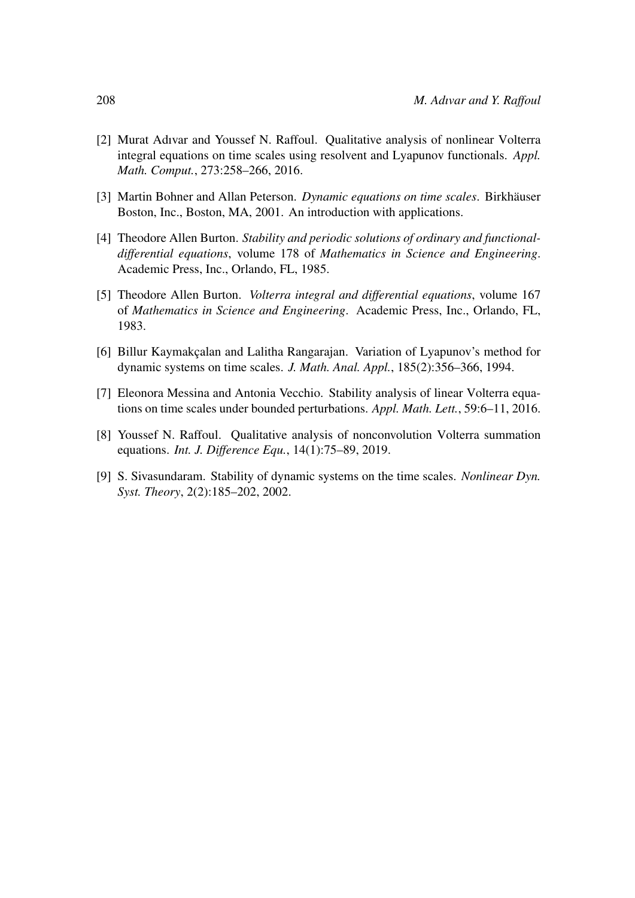[2] Murat Adıvar and Youssef N. Raffoul. Qualitative analysis of nonlinear Volterra integral equations on time scales using resolvent and Lyapunov functionals. *Appl. Math. Comput.*, 273:258–266, 2016.

[3] Martin Bohner and Allan Peterson. *Dynamic equations on time scales*. Birkhäuser Boston, Inc., Boston, MA, 2001. An introduction with applications.

[4] Theodore Allen Burton. *Stability and periodic solutions of ordinary and functional-differential equations*, volume 178 of *Mathematics in Science and Engineering*. Academic Press, Inc., Orlando, FL, 1985.

[5] Theodore Allen Burton. *Volterra integral and differential equations*, volume 167 of *Mathematics in Science and Engineering*. Academic Press, Inc., Orlando, FL, 1983.

[6] Billur Kaymakçalan and Lalitha Rangarajan. Variation of Lyapunov's method for dynamic systems on time scales. *J. Math. Anal. Appl.*, 185(2):356–366, 1994.

[7] Eleonora Messina and Antonia Vecchio. Stability analysis of linear Volterra equations on time scales under bounded perturbations. *Appl. Math. Lett.*, 59:6–11, 2016.

[8] Youssef N. Raffoul. Qualitative analysis of nonconvolution Volterra summation equations. *Int. J. Difference Equ.*, 14(1):75–89, 2019.

[9] S. Sivasundaram. Stability of dynamic systems on the time scales. *Nonlinear Dyn. Syst. Theory*, 2(2):185–202, 2002.